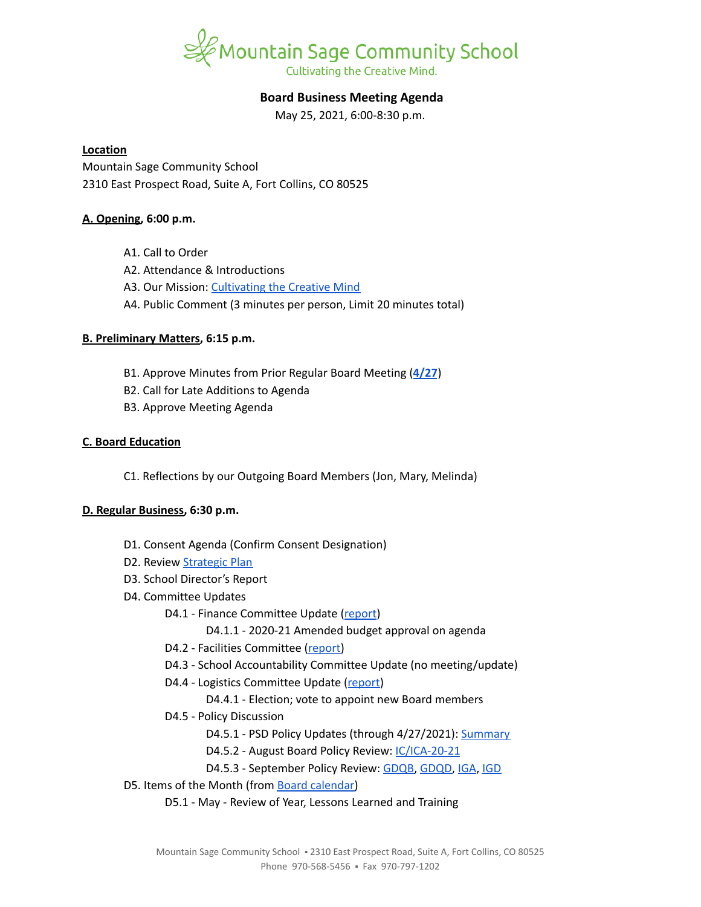# Mountain Sage Community School

Cultivating the Creative Mind.

## Board Business Meeting Agenda

May 25, 2021, 6:00-8:30 p.m.

**Location**

Mountain Sage Community School
2310 East Prospect Road, Suite A, Fort Collins, CO 80525

**A. Opening, 6:00 p.m.**

- A1. Call to Order
- A2. Attendance & Introductions
- A3. Our Mission: Cultivating the Creative Mind
- A4. Public Comment (3 minutes per person, Limit 20 minutes total)

**B. Preliminary Matters, 6:15 p.m.**

- B1. Approve Minutes from Prior Regular Board Meeting (**4/27**)
- B2. Call for Late Additions to Agenda
- B3. Approve Meeting Agenda

**C. Board Education**

- C1. Reflections by our Outgoing Board Members (Jon, Mary, Melinda)

**D. Regular Business, 6:30 p.m.**

- D1. Consent Agenda (Confirm Consent Designation)
- D2. Review Strategic Plan
- D3. School Director's Report
- D4. Committee Updates
  - D4.1 - Finance Committee Update (report)
    - D4.1.1 - 2020-21 Amended budget approval on agenda
  - D4.2 - Facilities Committee (report)
  - D4.3 - School Accountability Committee Update (no meeting/update)
  - D4.4 - Logistics Committee Update (report)
    - D4.4.1 - Election; vote to appoint new Board members
  - D4.5 - Policy Discussion
    - D4.5.1 - PSD Policy Updates (through 4/27/2021): Summary
    - D4.5.2 - August Board Policy Review: IC/ICA-20-21
    - D4.5.3 - September Policy Review: GDQB, GDQD, IGA, IGD
- D5. Items of the Month (from Board calendar)
  - D5.1 - May - Review of Year, Lessons Learned and Training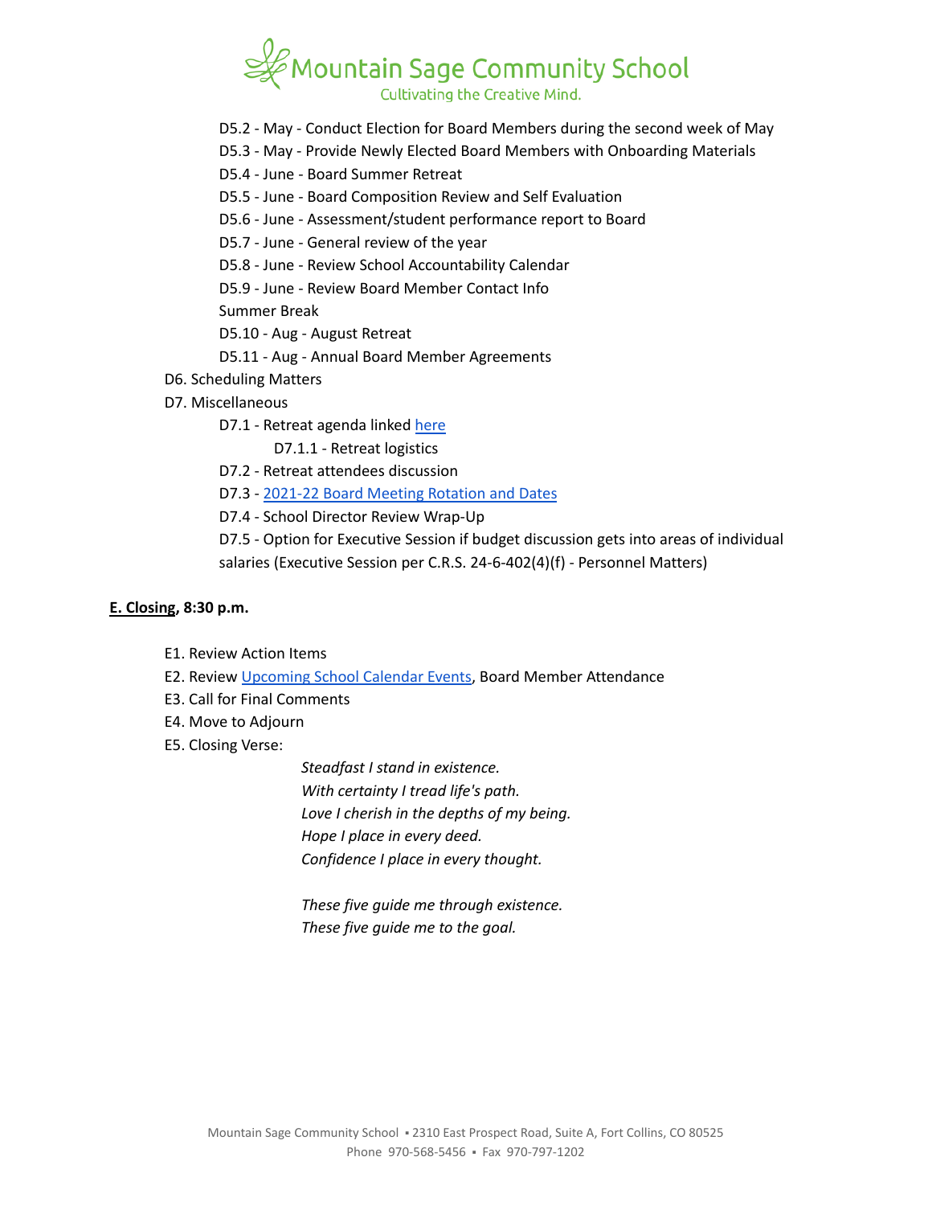- D5.2 - May - Conduct Election for Board Members during the second week of May
- D5.3 - May - Provide Newly Elected Board Members with Onboarding Materials
- D5.4 - June - Board Summer Retreat
- D5.5 - June - Board Composition Review and Self Evaluation
- D5.6 - June - Assessment/student performance report to Board
- D5.7 - June - General review of the year
- D5.8 - June - Review School Accountability Calendar
- D5.9 - June - Review Board Member Contact Info

Summer Break

- D5.10 - Aug - August Retreat
- D5.11 - Aug - Annual Board Member Agreements

D6. Scheduling Matters

D7. Miscellaneous

- D7.1 - Retreat agenda linked here
  - D7.1.1 - Retreat logistics
- D7.2 - Retreat attendees discussion
- D7.3 - 2021-22 Board Meeting Rotation and Dates
- D7.4 - School Director Review Wrap-Up
- D7.5 - Option for Executive Session if budget discussion gets into areas of individual salaries (Executive Session per C.R.S. 24-6-402(4)(f) - Personnel Matters)

**E. Closing, 8:30 p.m.**

- E1. Review Action Items
- E2. Review Upcoming School Calendar Events, Board Member Attendance
- E3. Call for Final Comments
- E4. Move to Adjourn
- E5. Closing Verse:

*Steadfast I stand in existence.*
*With certainty I tread life's path.*
*Love I cherish in the depths of my being.*
*Hope I place in every deed.*
*Confidence I place in every thought.*

*These five guide me through existence.*
*These five guide me to the goal.*